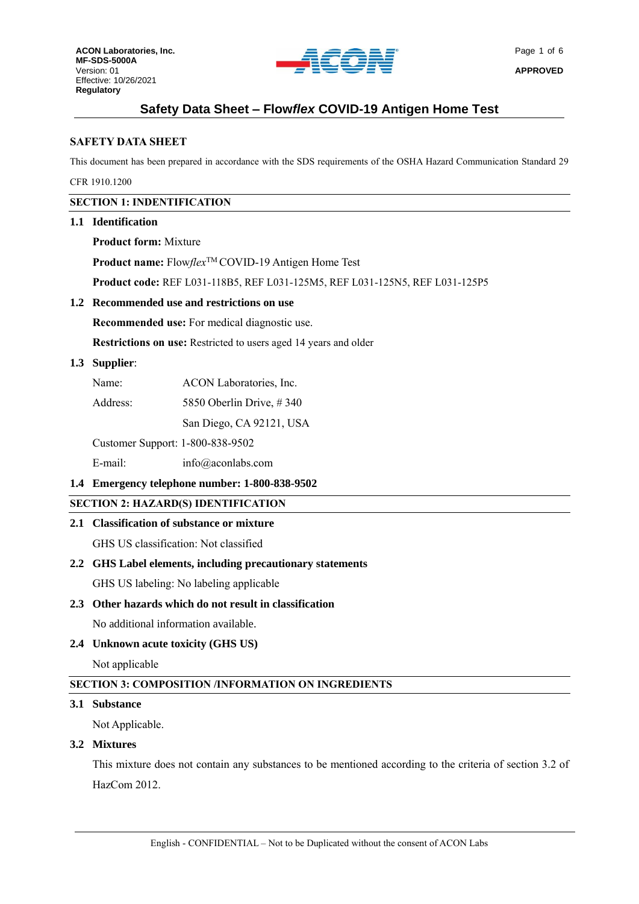# Safety Data Sheet – Flow*flex* COVID-19 Antigen Home Test

## SAFETY DATA SHEET

This document has been prepared in accordance with the SDS requirements of the OSHA Hazard Communication Standard 29 CFR 1910.1200

## SECTION 1: INDENTIFICATION

### 1.1 Identification

**Product form:** Mixture

**Product name:** Flow*flex*™ COVID-19 Antigen Home Test

**Product code:** REF L031-118B5, REF L031-125M5, REF L031-125N5, REF L031-125P5

### 1.2 Recommended use and restrictions on use

**Recommended use:** For medical diagnostic use.

**Restrictions on use:** Restricted to users aged 14 years and older

### 1.3 Supplier:

Name: ACON Laboratories, Inc.

Address: 5850 Oberlin Drive, # 340
San Diego, CA 92121, USA

Customer Support: 1-800-838-9502

E-mail: info@aconlabs.com

### 1.4 Emergency telephone number: 1-800-838-9502

## SECTION 2: HAZARD(S) IDENTIFICATION

### 2.1 Classification of substance or mixture

GHS US classification: Not classified

### 2.2 GHS Label elements, including precautionary statements

GHS US labeling: No labeling applicable

### 2.3 Other hazards which do not result in classification

No additional information available.

### 2.4 Unknown acute toxicity (GHS US)

Not applicable

## SECTION 3: COMPOSITION /INFORMATION ON INGREDIENTS

### 3.1 Substance

Not Applicable.

### 3.2 Mixtures

This mixture does not contain any substances to be mentioned according to the criteria of section 3.2 of HazCom 2012.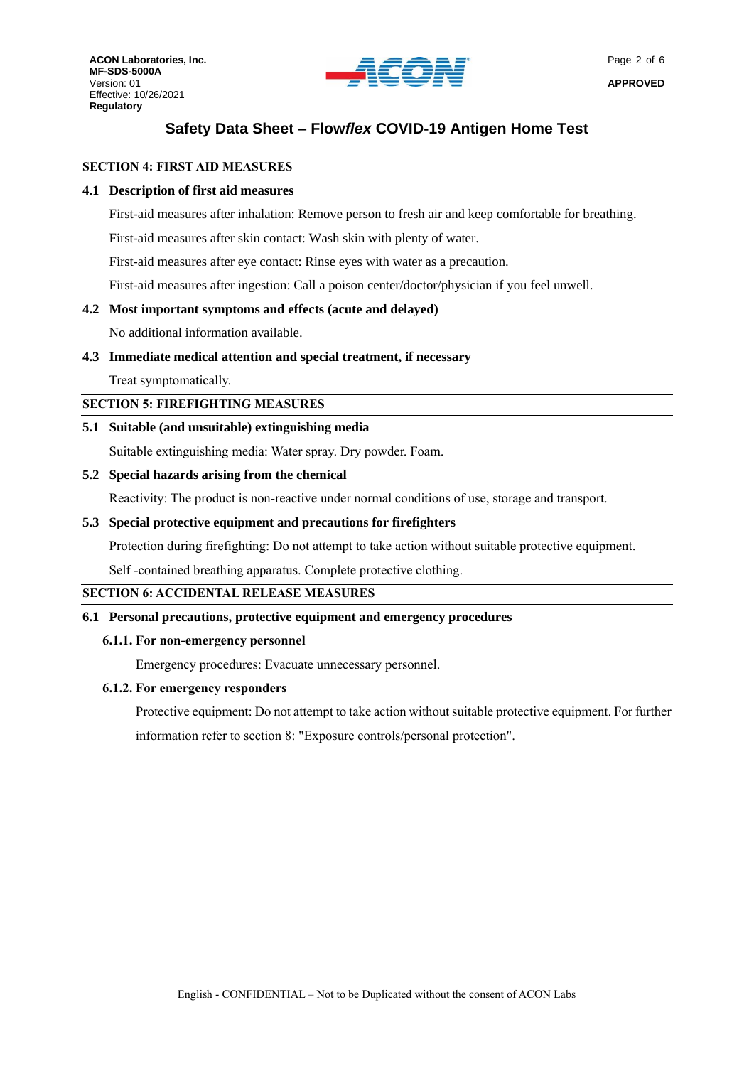## SECTION 4: FIRST AID MEASURES

### 4.1 Description of first aid measures

First-aid measures after inhalation: Remove person to fresh air and keep comfortable for breathing.

First-aid measures after skin contact: Wash skin with plenty of water.

First-aid measures after eye contact: Rinse eyes with water as a precaution.

First-aid measures after ingestion: Call a poison center/doctor/physician if you feel unwell.

### 4.2 Most important symptoms and effects (acute and delayed)

No additional information available.

### 4.3 Immediate medical attention and special treatment, if necessary

Treat symptomatically.

## SECTION 5: FIREFIGHTING MEASURES

### 5.1 Suitable (and unsuitable) extinguishing media

Suitable extinguishing media: Water spray. Dry powder. Foam.

### 5.2 Special hazards arising from the chemical

Reactivity: The product is non-reactive under normal conditions of use, storage and transport.

### 5.3 Special protective equipment and precautions for firefighters

Protection during firefighting: Do not attempt to take action without suitable protective equipment.

Self -contained breathing apparatus. Complete protective clothing.

## SECTION 6: ACCIDENTAL RELEASE MEASURES

### 6.1 Personal precautions, protective equipment and emergency procedures

#### 6.1.1. For non-emergency personnel

Emergency procedures: Evacuate unnecessary personnel.

#### 6.1.2. For emergency responders

Protective equipment: Do not attempt to take action without suitable protective equipment. For further information refer to section 8: "Exposure controls/personal protection".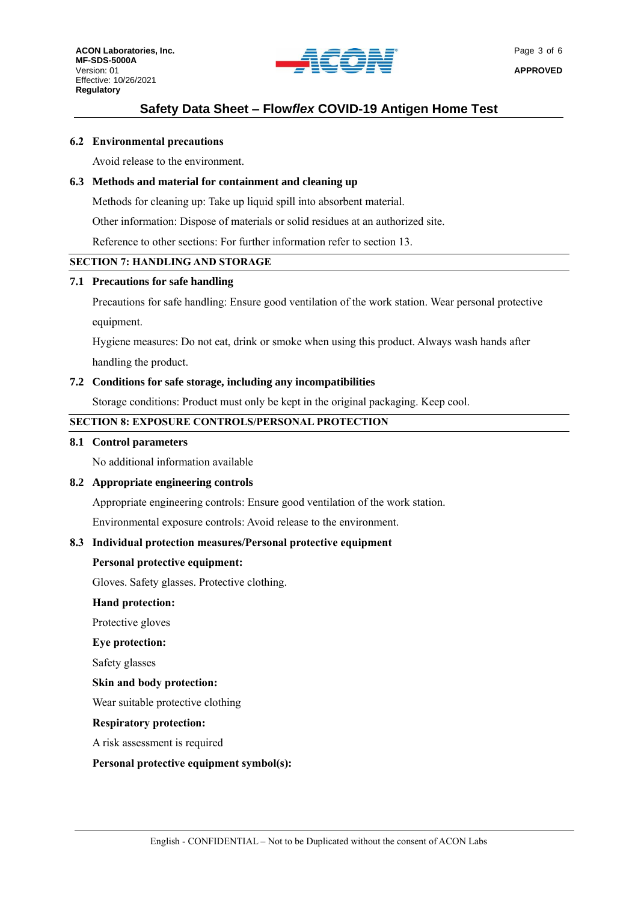### 6.2 Environmental precautions

Avoid release to the environment.

### 6.3 Methods and material for containment and cleaning up

Methods for cleaning up: Take up liquid spill into absorbent material.

Other information: Dispose of materials or solid residues at an authorized site.

Reference to other sections: For further information refer to section 13.

## SECTION 7: HANDLING AND STORAGE

### 7.1 Precautions for safe handling

Precautions for safe handling: Ensure good ventilation of the work station. Wear personal protective equipment.

Hygiene measures: Do not eat, drink or smoke when using this product. Always wash hands after handling the product.

### 7.2 Conditions for safe storage, including any incompatibilities

Storage conditions: Product must only be kept in the original packaging. Keep cool.

## SECTION 8: EXPOSURE CONTROLS/PERSONAL PROTECTION

### 8.1 Control parameters

No additional information available

### 8.2 Appropriate engineering controls

Appropriate engineering controls: Ensure good ventilation of the work station.

Environmental exposure controls: Avoid release to the environment.

### 8.3 Individual protection measures/Personal protective equipment

**Personal protective equipment:**

Gloves. Safety glasses. Protective clothing.

**Hand protection:**

Protective gloves

**Eye protection:**

Safety glasses

**Skin and body protection:**

Wear suitable protective clothing

**Respiratory protection:**

A risk assessment is required

**Personal protective equipment symbol(s):**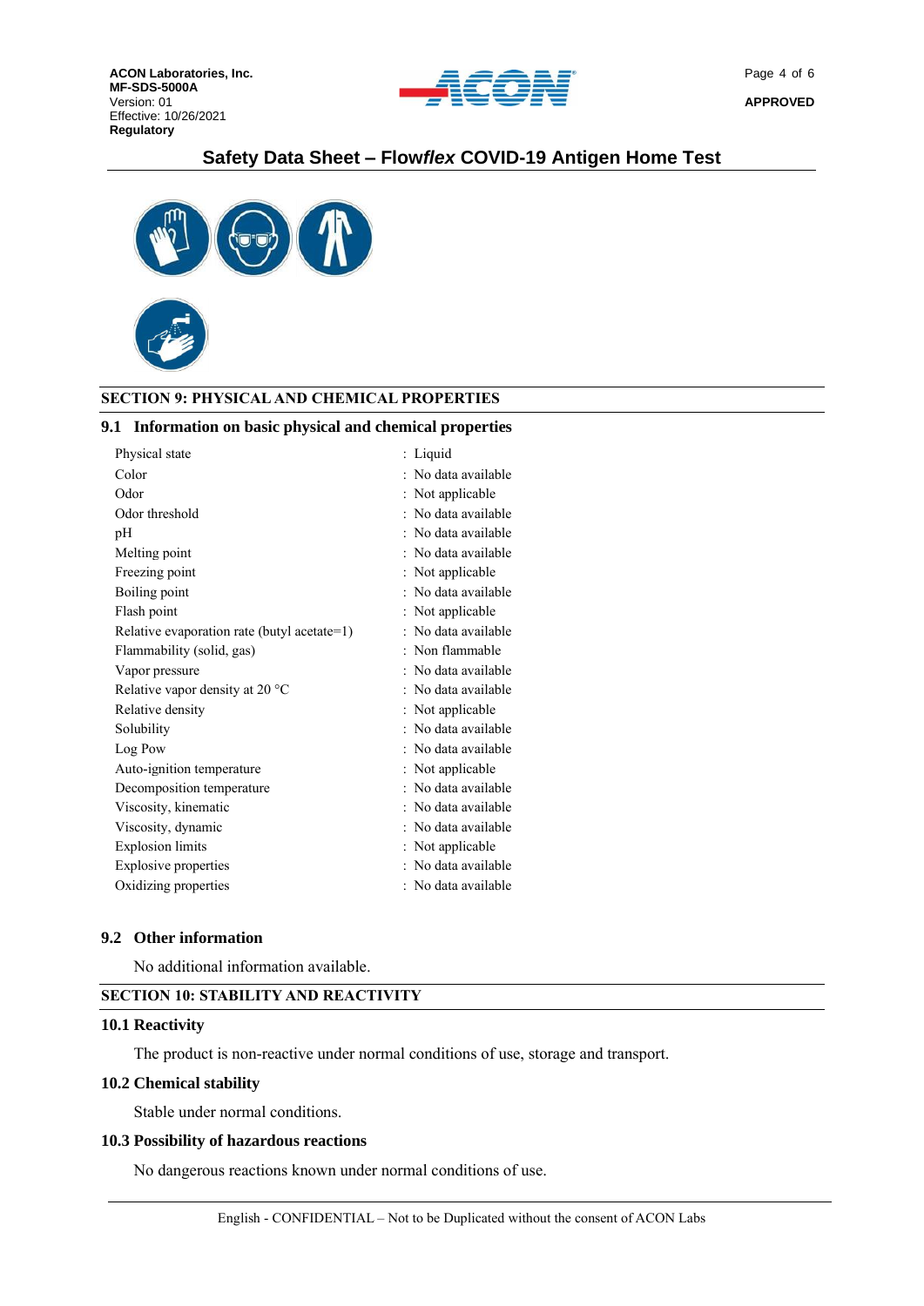## SECTION 9: PHYSICAL AND CHEMICAL PROPERTIES

### 9.1 Information on basic physical and chemical properties

| Property | Value |
|---|---|
| Physical state | : Liquid |
| Color | : No data available |
| Odor | : Not applicable |
| Odor threshold | : No data available |
| pH | : No data available |
| Melting point | : No data available |
| Freezing point | : Not applicable |
| Boiling point | : No data available |
| Flash point | : Not applicable |
| Relative evaporation rate (butyl acetate=1) | : No data available |
| Flammability (solid, gas) | : Non flammable |
| Vapor pressure | : No data available |
| Relative vapor density at 20 °C | : No data available |
| Relative density | : Not applicable |
| Solubility | : No data available |
| Log Pow | : No data available |
| Auto-ignition temperature | : Not applicable |
| Decomposition temperature | : No data available |
| Viscosity, kinematic | : No data available |
| Viscosity, dynamic | : No data available |
| Explosion limits | : Not applicable |
| Explosive properties | : No data available |
| Oxidizing properties | : No data available |

### 9.2 Other information

No additional information available.

## SECTION 10: STABILITY AND REACTIVITY

### 10.1 Reactivity

The product is non-reactive under normal conditions of use, storage and transport.

### 10.2 Chemical stability

Stable under normal conditions.

### 10.3 Possibility of hazardous reactions

No dangerous reactions known under normal conditions of use.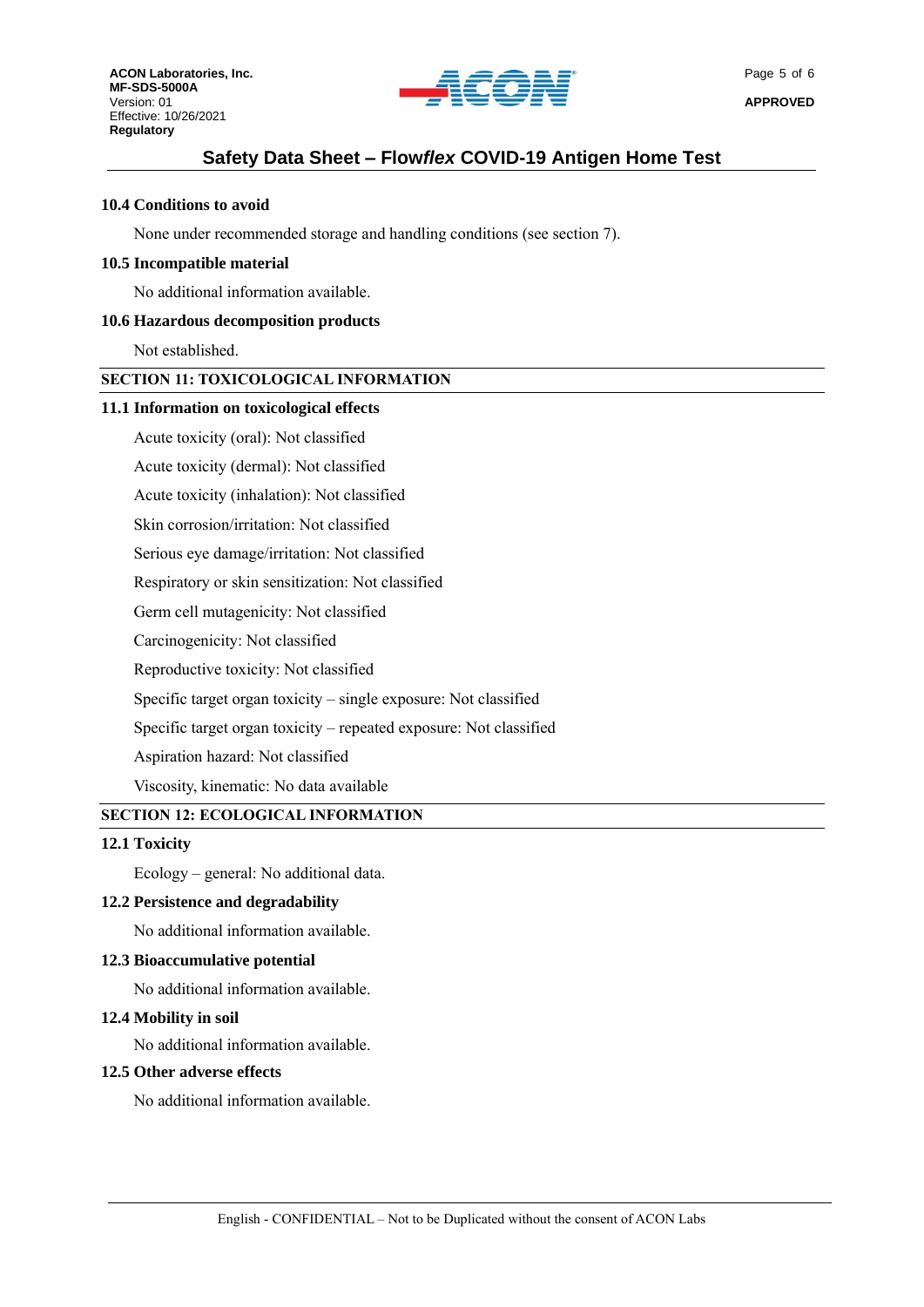### 10.4 Conditions to avoid

None under recommended storage and handling conditions (see section 7).

### 10.5 Incompatible material

No additional information available.

### 10.6 Hazardous decomposition products

Not established.

## SECTION 11: TOXICOLOGICAL INFORMATION

### 11.1 Information on toxicological effects

Acute toxicity (oral): Not classified

Acute toxicity (dermal): Not classified

Acute toxicity (inhalation): Not classified

Skin corrosion/irritation: Not classified

Serious eye damage/irritation: Not classified

Respiratory or skin sensitization: Not classified

Germ cell mutagenicity: Not classified

Carcinogenicity: Not classified

Reproductive toxicity: Not classified

Specific target organ toxicity – single exposure: Not classified

Specific target organ toxicity – repeated exposure: Not classified

Aspiration hazard: Not classified

Viscosity, kinematic: No data available

## SECTION 12: ECOLOGICAL INFORMATION

### 12.1 Toxicity

Ecology – general: No additional data.

### 12.2 Persistence and degradability

No additional information available.

### 12.3 Bioaccumulative potential

No additional information available.

### 12.4 Mobility in soil

No additional information available.

### 12.5 Other adverse effects

No additional information available.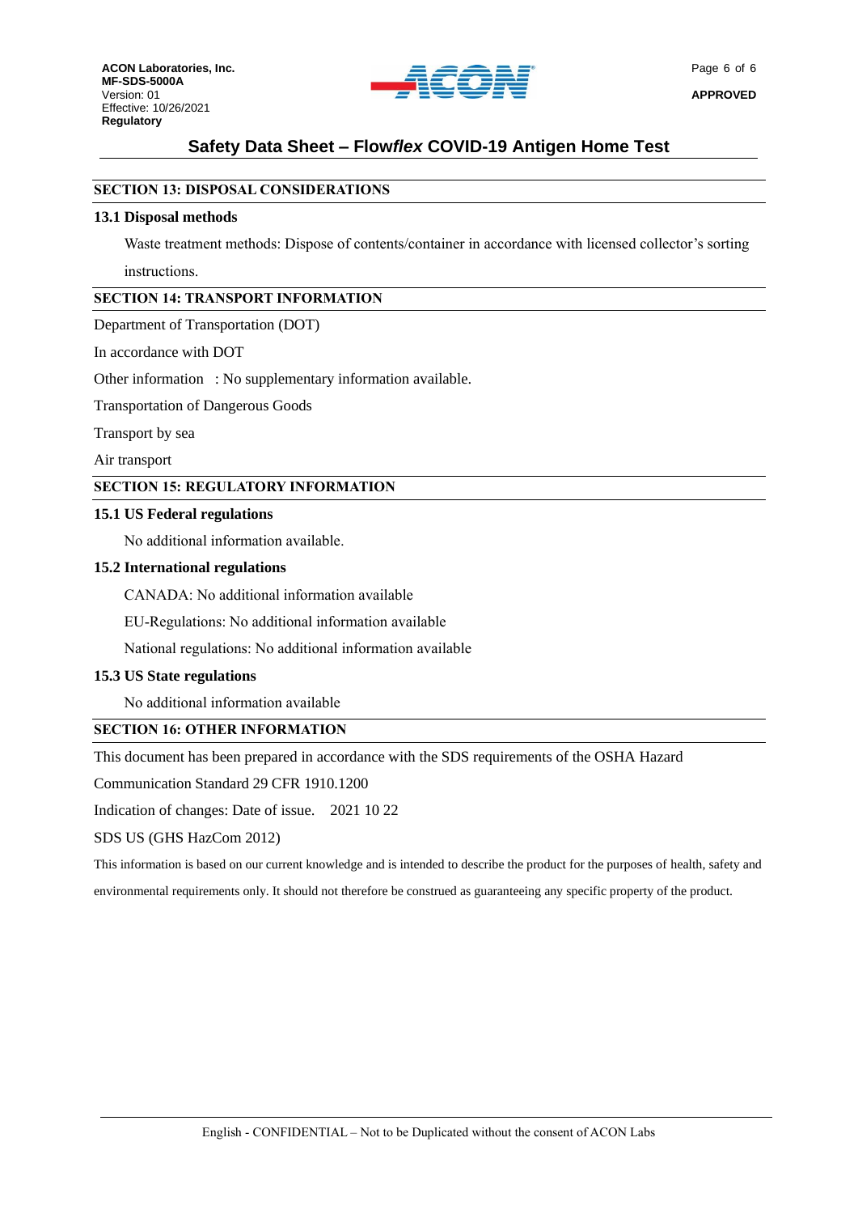## SECTION 13: DISPOSAL CONSIDERATIONS

### 13.1 Disposal methods

Waste treatment methods: Dispose of contents/container in accordance with licensed collector's sorting instructions.

## SECTION 14: TRANSPORT INFORMATION

Department of Transportation (DOT)

In accordance with DOT

Other information : No supplementary information available.

Transportation of Dangerous Goods

Transport by sea

Air transport

## SECTION 15: REGULATORY INFORMATION

### 15.1 US Federal regulations

No additional information available.

### 15.2 International regulations

CANADA: No additional information available

EU-Regulations: No additional information available

National regulations: No additional information available

### 15.3 US State regulations

No additional information available

## SECTION 16: OTHER INFORMATION

This document has been prepared in accordance with the SDS requirements of the OSHA Hazard Communication Standard 29 CFR 1910.1200

Indication of changes: Date of issue. 2021 10 22

SDS US (GHS HazCom 2012)

This information is based on our current knowledge and is intended to describe the product for the purposes of health, safety and environmental requirements only. It should not therefore be construed as guaranteeing any specific property of the product.